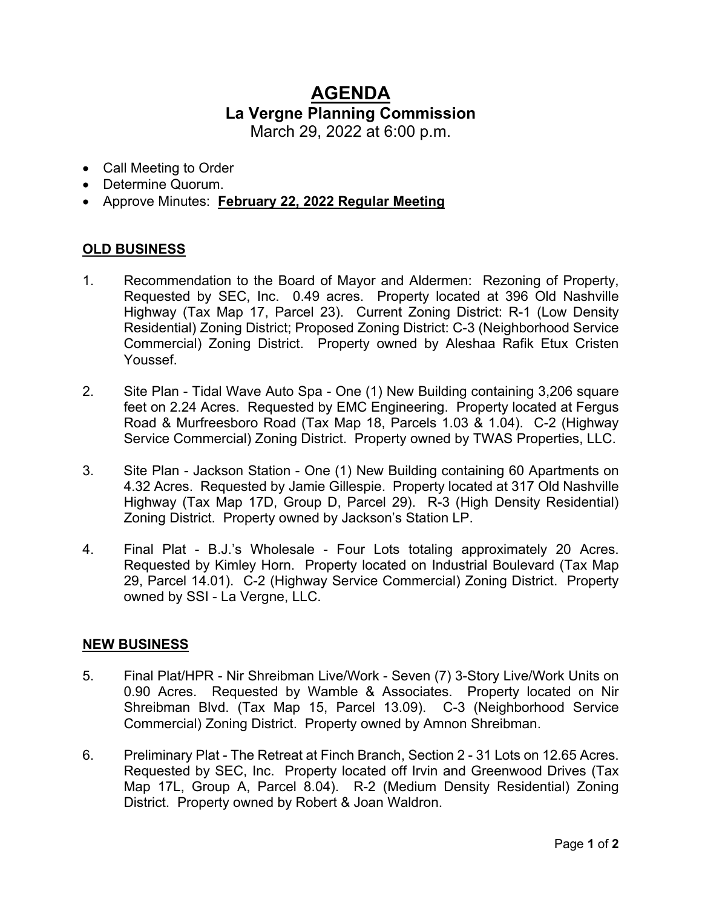# AGENDA

## La Vergne Planning Commission

March 29, 2022 at 6:00 p.m.

- Call Meeting to Order
- Determine Quorum.
- Approve Minutes: **February 22, 2022 Regular Meeting**

### OLD BUSINESS

1. Recommendation to the Board of Mayor and Aldermen: Rezoning of Property, Requested by SEC, Inc. 0.49 acres. Property located at 396 Old Nashville Highway (Tax Map 17, Parcel 23). Current Zoning District: R-1 (Low Density Residential) Zoning District; Proposed Zoning District: C-3 (Neighborhood Service Commercial) Zoning District. Property owned by Aleshaa Rafik Etux Cristen Youssef.

2. Site Plan - Tidal Wave Auto Spa - One (1) New Building containing 3,206 square feet on 2.24 Acres. Requested by EMC Engineering. Property located at Fergus Road & Murfreesboro Road (Tax Map 18, Parcels 1.03 & 1.04). C-2 (Highway Service Commercial) Zoning District. Property owned by TWAS Properties, LLC.

3. Site Plan - Jackson Station - One (1) New Building containing 60 Apartments on 4.32 Acres. Requested by Jamie Gillespie. Property located at 317 Old Nashville Highway (Tax Map 17D, Group D, Parcel 29). R-3 (High Density Residential) Zoning District. Property owned by Jackson's Station LP.

4. Final Plat - B.J.'s Wholesale - Four Lots totaling approximately 20 Acres. Requested by Kimley Horn. Property located on Industrial Boulevard (Tax Map 29, Parcel 14.01). C-2 (Highway Service Commercial) Zoning District. Property owned by SSI - La Vergne, LLC.

### NEW BUSINESS

5. Final Plat/HPR - Nir Shreibman Live/Work - Seven (7) 3-Story Live/Work Units on 0.90 Acres. Requested by Wamble & Associates. Property located on Nir Shreibman Blvd. (Tax Map 15, Parcel 13.09). C-3 (Neighborhood Service Commercial) Zoning District. Property owned by Amnon Shreibman.

6. Preliminary Plat - The Retreat at Finch Branch, Section 2 - 31 Lots on 12.65 Acres. Requested by SEC, Inc. Property located off Irvin and Greenwood Drives (Tax Map 17L, Group A, Parcel 8.04). R-2 (Medium Density Residential) Zoning District. Property owned by Robert & Joan Waldron.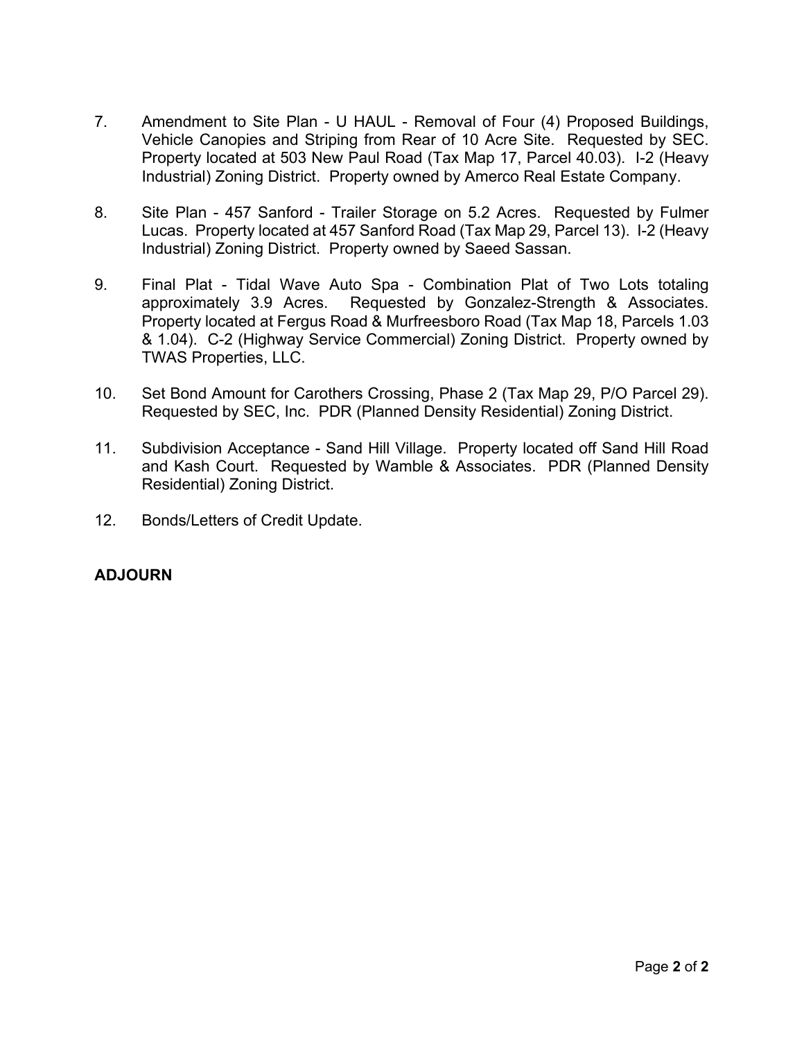7. Amendment to Site Plan - U HAUL - Removal of Four (4) Proposed Buildings, Vehicle Canopies and Striping from Rear of 10 Acre Site. Requested by SEC. Property located at 503 New Paul Road (Tax Map 17, Parcel 40.03). I-2 (Heavy Industrial) Zoning District. Property owned by Amerco Real Estate Company.

8. Site Plan - 457 Sanford - Trailer Storage on 5.2 Acres. Requested by Fulmer Lucas. Property located at 457 Sanford Road (Tax Map 29, Parcel 13). I-2 (Heavy Industrial) Zoning District. Property owned by Saeed Sassan.

9. Final Plat - Tidal Wave Auto Spa - Combination Plat of Two Lots totaling approximately 3.9 Acres. Requested by Gonzalez-Strength & Associates. Property located at Fergus Road & Murfreesboro Road (Tax Map 18, Parcels 1.03 & 1.04). C-2 (Highway Service Commercial) Zoning District. Property owned by TWAS Properties, LLC.

10. Set Bond Amount for Carothers Crossing, Phase 2 (Tax Map 29, P/O Parcel 29). Requested by SEC, Inc. PDR (Planned Density Residential) Zoning District.

11. Subdivision Acceptance - Sand Hill Village. Property located off Sand Hill Road and Kash Court. Requested by Wamble & Associates. PDR (Planned Density Residential) Zoning District.

12. Bonds/Letters of Credit Update.

**ADJOURN**